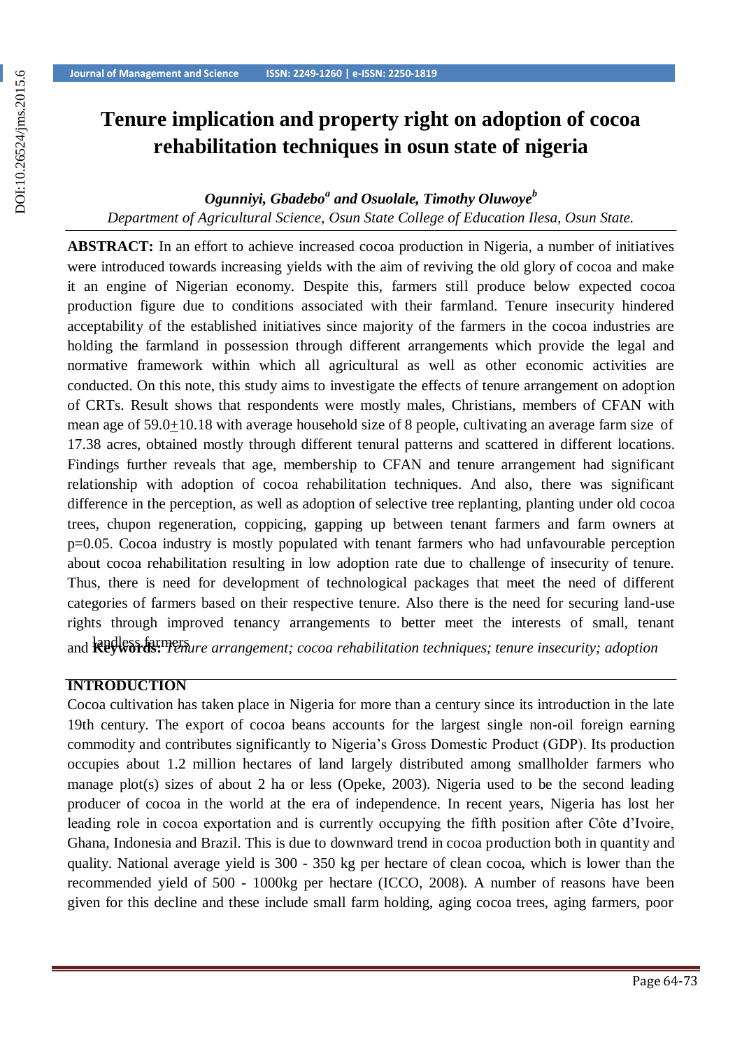# Tenure implication and property right on adoption of cocoa rehabilitation techniques in osun state of nigeria

***Ogunniyi, Gbadebo*[a] *and Osuolale, Timothy Oluwoye*[b]**

*Department of Agricultural Science, Osun State College of Education Ilesa, Osun State.*

**ABSTRACT:** In an effort to achieve increased cocoa production in Nigeria, a number of initiatives were introduced towards increasing yields with the aim of reviving the old glory of cocoa and make it an engine of Nigerian economy. Despite this, farmers still produce below expected cocoa production figure due to conditions associated with their farmland. Tenure insecurity hindered acceptability of the established initiatives since majority of the farmers in the cocoa industries are holding the farmland in possession through different arrangements which provide the legal and normative framework within which all agricultural as well as other economic activities are conducted. On this note, this study aims to investigate the effects of tenure arrangement on adoption of CRTs. Result shows that respondents were mostly males, Christians, members of CFAN with mean age of 59.0$\pm$10.18 with average household size of 8 people, cultivating an average farm size of 17.38 acres, obtained mostly through different tenural patterns and scattered in different locations. Findings further reveals that age, membership to CFAN and tenure arrangement had significant relationship with adoption of cocoa rehabilitation techniques. And also, there was significant difference in the perception, as well as adoption of selective tree replanting, planting under old cocoa trees, chupon regeneration, coppicing, gapping up between tenant farmers and farm owners at p=0.05. Cocoa industry is mostly populated with tenant farmers who had unfavourable perception about cocoa rehabilitation resulting in low adoption rate due to challenge of insecurity of tenure. Thus, there is need for development of technological packages that meet the need of different categories of farmers based on their respective tenure. Also there is the need for securing land-use rights through improved tenancy arrangements to better meet the interests of small, tenant and landless farmers

**Keywords:** *Tenure arrangement; cocoa rehabilitation techniques; tenure insecurity; adoption*

## INTRODUCTION

Cocoa cultivation has taken place in Nigeria for more than a century since its introduction in the late 19th century. The export of cocoa beans accounts for the largest single non-oil foreign earning commodity and contributes significantly to Nigeria's Gross Domestic Product (GDP). Its production occupies about 1.2 million hectares of land largely distributed among smallholder farmers who manage plot(s) sizes of about 2 ha or less (Opeke, 2003). Nigeria used to be the second leading producer of cocoa in the world at the era of independence. In recent years, Nigeria has lost her leading role in cocoa exportation and is currently occupying the fifth position after Côte d'Ivoire, Ghana, Indonesia and Brazil. This is due to downward trend in cocoa production both in quantity and quality. National average yield is 300 - 350 kg per hectare of clean cocoa, which is lower than the recommended yield of 500 - 1000kg per hectare (ICCO, 2008). A number of reasons have been given for this decline and these include small farm holding, aging cocoa trees, aging farmers, poor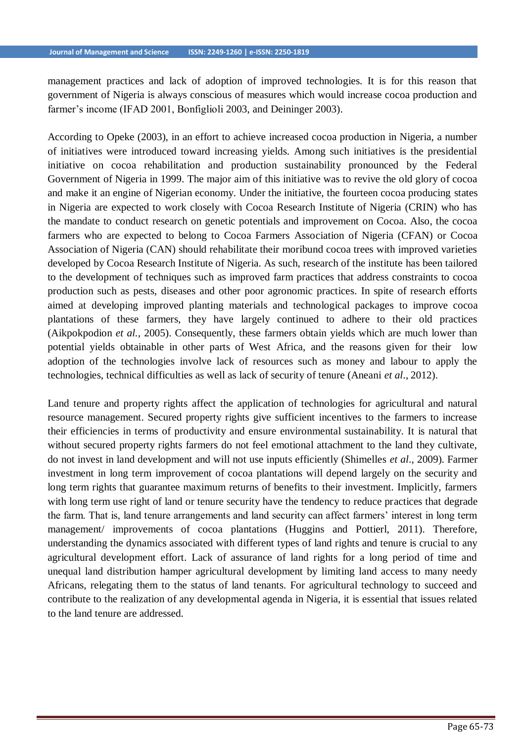management practices and lack of adoption of improved technologies. It is for this reason that government of Nigeria is always conscious of measures which would increase cocoa production and farmer's income (IFAD 2001, Bonfiglioli 2003, and Deininger 2003).

According to Opeke (2003), in an effort to achieve increased cocoa production in Nigeria, a number of initiatives were introduced toward increasing yields. Among such initiatives is the presidential initiative on cocoa rehabilitation and production sustainability pronounced by the Federal Government of Nigeria in 1999. The major aim of this initiative was to revive the old glory of cocoa and make it an engine of Nigerian economy. Under the initiative, the fourteen cocoa producing states in Nigeria are expected to work closely with Cocoa Research Institute of Nigeria (CRIN) who has the mandate to conduct research on genetic potentials and improvement on Cocoa. Also, the cocoa farmers who are expected to belong to Cocoa Farmers Association of Nigeria (CFAN) or Cocoa Association of Nigeria (CAN) should rehabilitate their moribund cocoa trees with improved varieties developed by Cocoa Research Institute of Nigeria. As such, research of the institute has been tailored to the development of techniques such as improved farm practices that address constraints to cocoa production such as pests, diseases and other poor agronomic practices. In spite of research efforts aimed at developing improved planting materials and technological packages to improve cocoa plantations of these farmers, they have largely continued to adhere to their old practices (Aikpokpodion *et al.*, 2005). Consequently, these farmers obtain yields which are much lower than potential yields obtainable in other parts of West Africa, and the reasons given for their low adoption of the technologies involve lack of resources such as money and labour to apply the technologies, technical difficulties as well as lack of security of tenure (Aneani *et al*., 2012).

Land tenure and property rights affect the application of technologies for agricultural and natural resource management. Secured property rights give sufficient incentives to the farmers to increase their efficiencies in terms of productivity and ensure environmental sustainability. It is natural that without secured property rights farmers do not feel emotional attachment to the land they cultivate, do not invest in land development and will not use inputs efficiently (Shimelles *et al*., 2009). Farmer investment in long term improvement of cocoa plantations will depend largely on the security and long term rights that guarantee maximum returns of benefits to their investment. Implicitly, farmers with long term use right of land or tenure security have the tendency to reduce practices that degrade the farm. That is, land tenure arrangements and land security can affect farmers' interest in long term management/ improvements of cocoa plantations (Huggins and Pottierl, 2011). Therefore, understanding the dynamics associated with different types of land rights and tenure is crucial to any agricultural development effort. Lack of assurance of land rights for a long period of time and unequal land distribution hamper agricultural development by limiting land access to many needy Africans, relegating them to the status of land tenants. For agricultural technology to succeed and contribute to the realization of any developmental agenda in Nigeria, it is essential that issues related to the land tenure are addressed.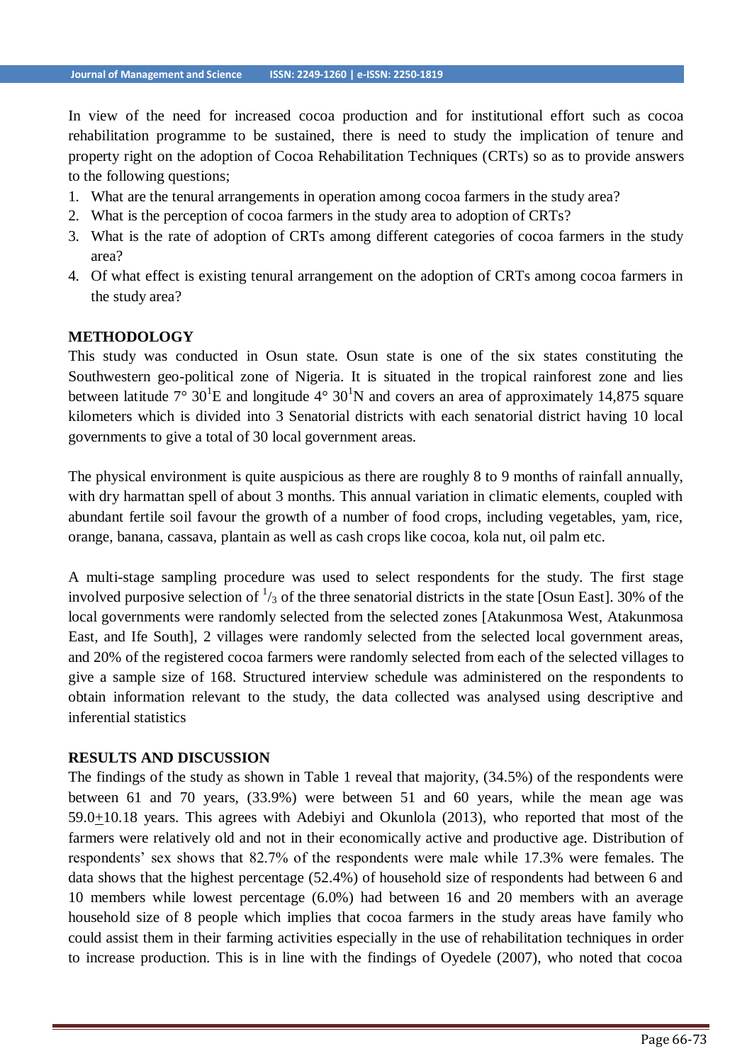In view of the need for increased cocoa production and for institutional effort such as cocoa rehabilitation programme to be sustained, there is need to study the implication of tenure and property right on the adoption of Cocoa Rehabilitation Techniques (CRTs) so as to provide answers to the following questions;

1. What are the tenural arrangements in operation among cocoa farmers in the study area?
2. What is the perception of cocoa farmers in the study area to adoption of CRTs?
3. What is the rate of adoption of CRTs among different categories of cocoa farmers in the study area?
4. Of what effect is existing tenural arrangement on the adoption of CRTs among cocoa farmers in the study area?

## METHODOLOGY

This study was conducted in Osun state. Osun state is one of the six states constituting the Southwestern geo-political zone of Nigeria. It is situated in the tropical rainforest zone and lies between latitude 7° 30[1]E and longitude 4° 30[1]N and covers an area of approximately 14,875 square kilometers which is divided into 3 Senatorial districts with each senatorial district having 10 local governments to give a total of 30 local government areas.

The physical environment is quite auspicious as there are roughly 8 to 9 months of rainfall annually, with dry harmattan spell of about 3 months. This annual variation in climatic elements, coupled with abundant fertile soil favour the growth of a number of food crops, including vegetables, yam, rice, orange, banana, cassava, plantain as well as cash crops like cocoa, kola nut, oil palm etc.

A multi-stage sampling procedure was used to select respondents for the study. The first stage involved purposive selection of $^1/_3$ of the three senatorial districts in the state [Osun East]. 30% of the local governments were randomly selected from the selected zones [Atakunmosa West, Atakunmosa East, and Ife South], 2 villages were randomly selected from the selected local government areas, and 20% of the registered cocoa farmers were randomly selected from each of the selected villages to give a sample size of 168. Structured interview schedule was administered on the respondents to obtain information relevant to the study, the data collected was analysed using descriptive and inferential statistics

## RESULTS AND DISCUSSION

The findings of the study as shown in Table 1 reveal that majority, (34.5%) of the respondents were between 61 and 70 years, (33.9%) were between 51 and 60 years, while the mean age was 59.0$\pm$10.18 years. This agrees with Adebiyi and Okunlola (2013), who reported that most of the farmers were relatively old and not in their economically active and productive age. Distribution of respondents' sex shows that 82.7% of the respondents were male while 17.3% were females. The data shows that the highest percentage (52.4%) of household size of respondents had between 6 and 10 members while lowest percentage (6.0%) had between 16 and 20 members with an average household size of 8 people which implies that cocoa farmers in the study areas have family who could assist them in their farming activities especially in the use of rehabilitation techniques in order to increase production. This is in line with the findings of Oyedele (2007), who noted that cocoa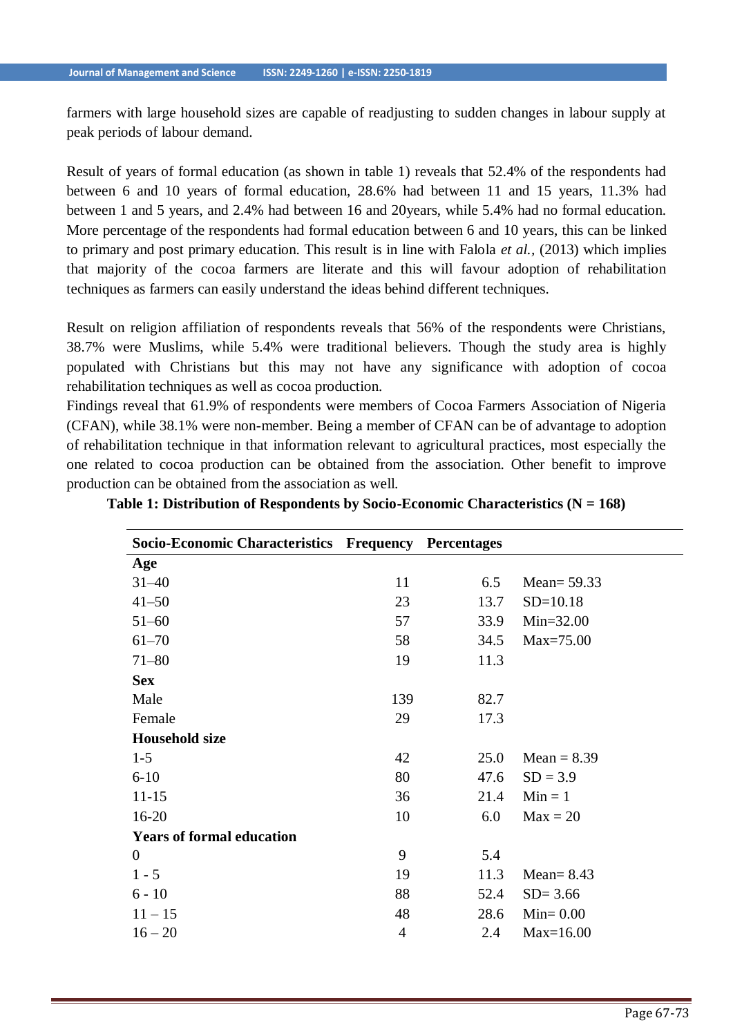farmers with large household sizes are capable of readjusting to sudden changes in labour supply at peak periods of labour demand.

Result of years of formal education (as shown in table 1) reveals that 52.4% of the respondents had between 6 and 10 years of formal education, 28.6% had between 11 and 15 years, 11.3% had between 1 and 5 years, and 2.4% had between 16 and 20years, while 5.4% had no formal education. More percentage of the respondents had formal education between 6 and 10 years, this can be linked to primary and post primary education. This result is in line with Falola *et al.*, (2013) which implies that majority of the cocoa farmers are literate and this will favour adoption of rehabilitation techniques as farmers can easily understand the ideas behind different techniques.

Result on religion affiliation of respondents reveals that 56% of the respondents were Christians, 38.7% were Muslims, while 5.4% were traditional believers. Though the study area is highly populated with Christians but this may not have any significance with adoption of cocoa rehabilitation techniques as well as cocoa production.

Findings reveal that 61.9% of respondents were members of Cocoa Farmers Association of Nigeria (CFAN), while 38.1% were non-member. Being a member of CFAN can be of advantage to adoption of rehabilitation technique in that information relevant to agricultural practices, most especially the one related to cocoa production can be obtained from the association. Other benefit to improve production can be obtained from the association as well.

**Table 1: Distribution of Respondents by Socio-Economic Characteristics (N = 168)**

| Socio-Economic Characteristics | Frequency | Percentages | |
|---|---|---|---|
| **Age** | | | |
| 31–40 | 11 | 6.5 | Mean= 59.33 |
| 41–50 | 23 | 13.7 | SD=10.18 |
| 51–60 | 57 | 33.9 | Min=32.00 |
| 61–70 | 58 | 34.5 | Max=75.00 |
| 71–80 | 19 | 11.3 | |
| **Sex** | | | |
| Male | 139 | 82.7 | |
| Female | 29 | 17.3 | |
| **Household size** | | | |
| 1-5 | 42 | 25.0 | Mean = 8.39 |
| 6-10 | 80 | 47.6 | SD = 3.9 |
| 11-15 | 36 | 21.4 | Min = 1 |
| 16-20 | 10 | 6.0 | Max = 20 |
| **Years of formal education** | | | |
| 0 | 9 | 5.4 | |
| 1 - 5 | 19 | 11.3 | Mean= 8.43 |
| 6 - 10 | 88 | 52.4 | SD= 3.66 |
| 11 – 15 | 48 | 28.6 | Min= 0.00 |
| 16 – 20 | 4 | 2.4 | Max=16.00 |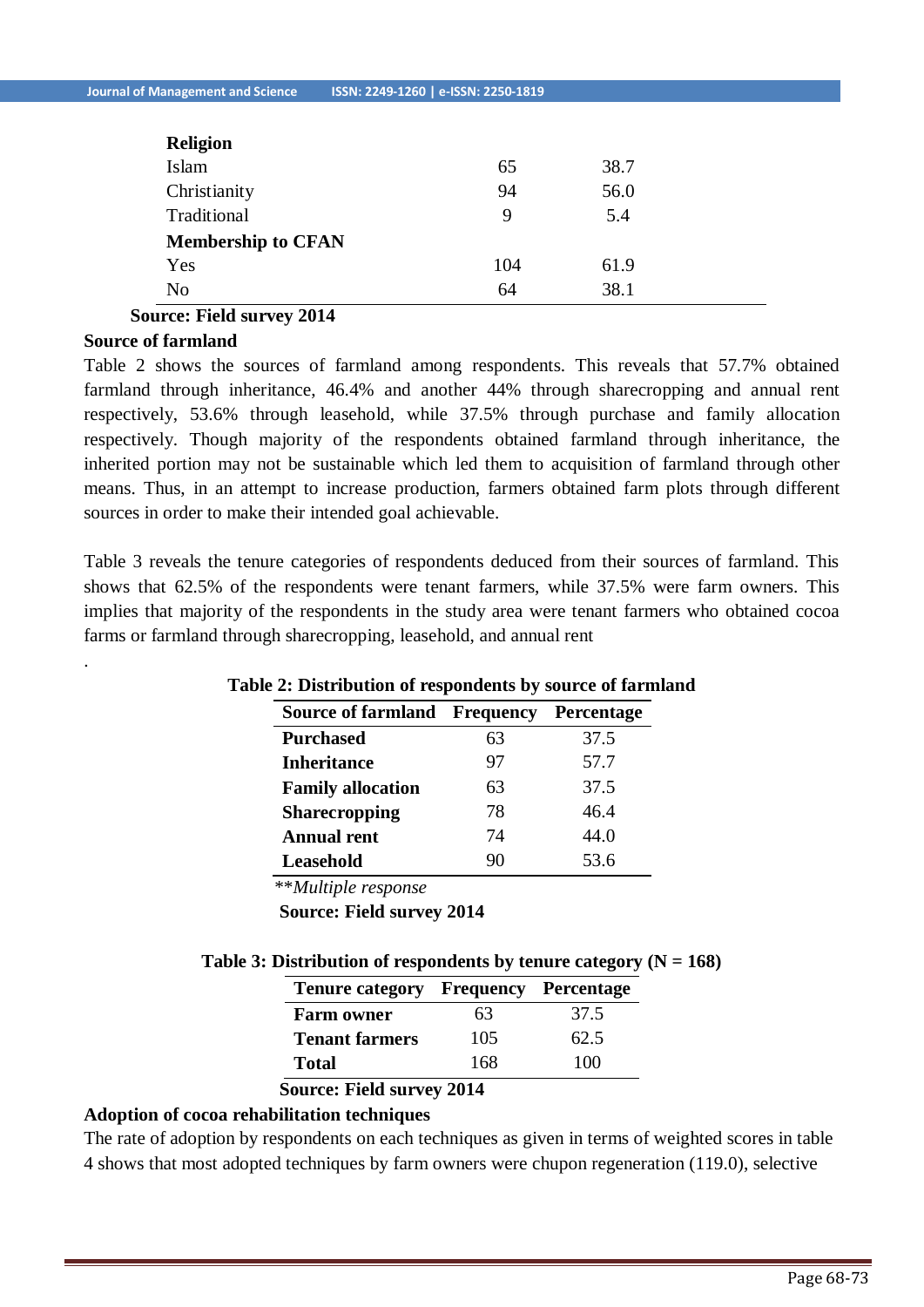| | | |
|---|---|---|
| **Religion** | | |
| Islam | 65 | 38.7 |
| Christianity | 94 | 56.0 |
| Traditional | 9 | 5.4 |
| **Membership to CFAN** | | |
| Yes | 104 | 61.9 |
| No | 64 | 38.1 |

**Source: Field survey 2014**

**Source of farmland**

Table 2 shows the sources of farmland among respondents. This reveals that 57.7% obtained farmland through inheritance, 46.4% and another 44% through sharecropping and annual rent respectively, 53.6% through leasehold, while 37.5% through purchase and family allocation respectively. Though majority of the respondents obtained farmland through inheritance, the inherited portion may not be sustainable which led them to acquisition of farmland through other means. Thus, in an attempt to increase production, farmers obtained farm plots through different sources in order to make their intended goal achievable.

Table 3 reveals the tenure categories of respondents deduced from their sources of farmland. This shows that 62.5% of the respondents were tenant farmers, while 37.5% were farm owners. This implies that majority of the respondents in the study area were tenant farmers who obtained cocoa farms or farmland through sharecropping, leasehold, and annual rent

.

**Table 2: Distribution of respondents by source of farmland**

| Source of farmland | Frequency | Percentage |
|---|---|---|
| **Purchased** | 63 | 37.5 |
| **Inheritance** | 97 | 57.7 |
| **Family allocation** | 63 | 37.5 |
| **Sharecropping** | 78 | 46.4 |
| **Annual rent** | 74 | 44.0 |
| **Leasehold** | 90 | 53.6 |

***Multiple response*

**Source: Field survey 2014**

**Table 3: Distribution of respondents by tenure category (N = 168)**

| Tenure category | Frequency | Percentage |
|---|---|---|
| **Farm owner** | 63 | 37.5 |
| **Tenant farmers** | 105 | 62.5 |
| **Total** | 168 | 100 |

**Source: Field survey 2014**

**Adoption of cocoa rehabilitation techniques**

The rate of adoption by respondents on each techniques as given in terms of weighted scores in table 4 shows that most adopted techniques by farm owners were chupon regeneration (119.0), selective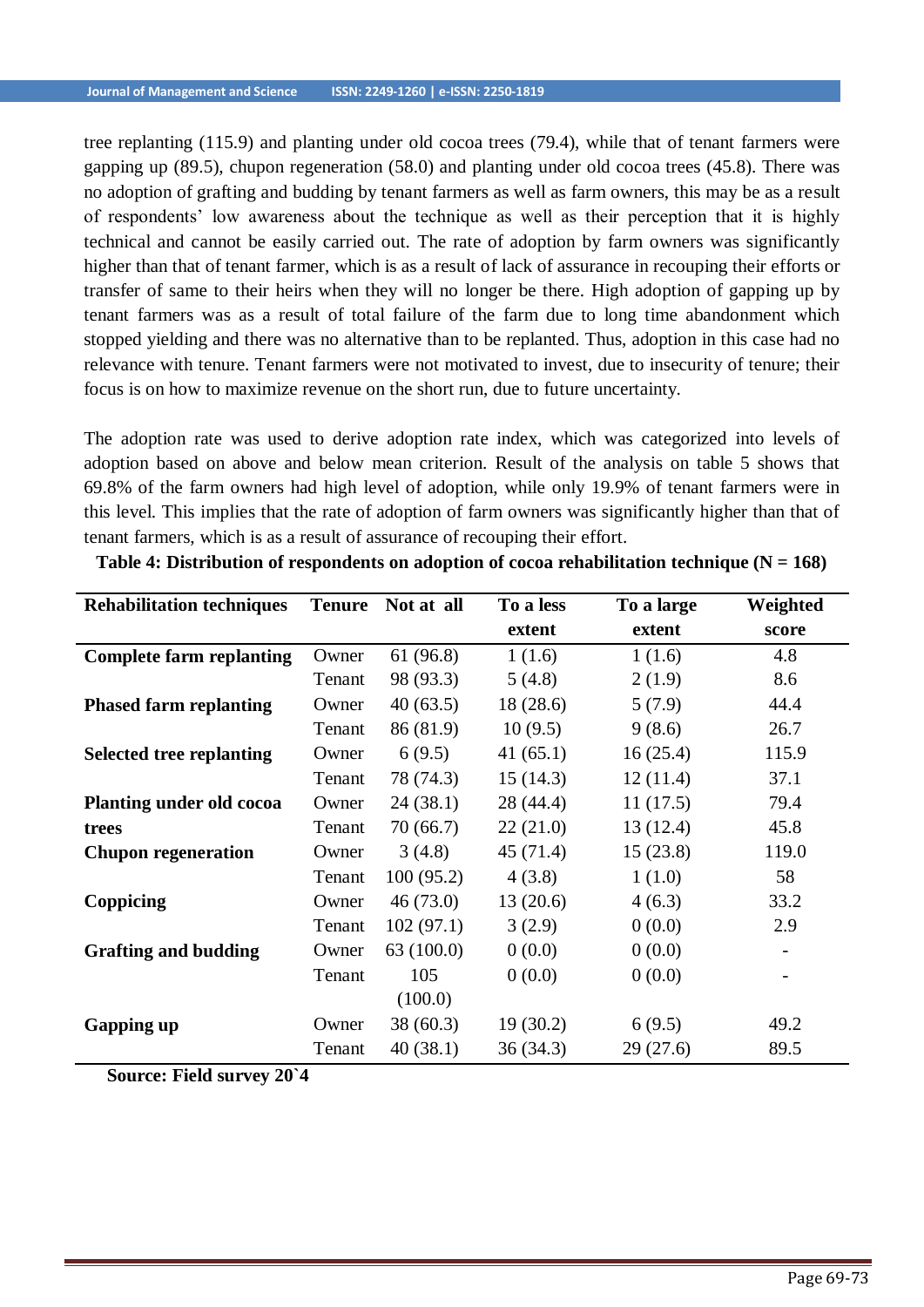tree replanting (115.9) and planting under old cocoa trees (79.4), while that of tenant farmers were gapping up (89.5), chupon regeneration (58.0) and planting under old cocoa trees (45.8). There was no adoption of grafting and budding by tenant farmers as well as farm owners, this may be as a result of respondents' low awareness about the technique as well as their perception that it is highly technical and cannot be easily carried out. The rate of adoption by farm owners was significantly higher than that of tenant farmer, which is as a result of lack of assurance in recouping their efforts or transfer of same to their heirs when they will no longer be there. High adoption of gapping up by tenant farmers was as a result of total failure of the farm due to long time abandonment which stopped yielding and there was no alternative than to be replanted. Thus, adoption in this case had no relevance with tenure. Tenant farmers were not motivated to invest, due to insecurity of tenure; their focus is on how to maximize revenue on the short run, due to future uncertainty.

The adoption rate was used to derive adoption rate index, which was categorized into levels of adoption based on above and below mean criterion. Result of the analysis on table 5 shows that 69.8% of the farm owners had high level of adoption, while only 19.9% of tenant farmers were in this level. This implies that the rate of adoption of farm owners was significantly higher than that of tenant farmers, which is as a result of assurance of recouping their effort.

**Table 4: Distribution of respondents on adoption of cocoa rehabilitation technique (N = 168)**

| Rehabilitation techniques | Tenure | Not at all | To a less extent | To a large extent | Weighted score |
|---|---|---|---|---|---|
| **Complete farm replanting** | Owner | 61 (96.8) | 1 (1.6) | 1 (1.6) | 4.8 |
| | Tenant | 98 (93.3) | 5 (4.8) | 2 (1.9) | 8.6 |
| **Phased farm replanting** | Owner | 40 (63.5) | 18 (28.6) | 5 (7.9) | 44.4 |
| | Tenant | 86 (81.9) | 10 (9.5) | 9 (8.6) | 26.7 |
| **Selected tree replanting** | Owner | 6 (9.5) | 41 (65.1) | 16 (25.4) | 115.9 |
| | Tenant | 78 (74.3) | 15 (14.3) | 12 (11.4) | 37.1 |
| **Planting under old cocoa trees** | Owner | 24 (38.1) | 28 (44.4) | 11 (17.5) | 79.4 |
| | Tenant | 70 (66.7) | 22 (21.0) | 13 (12.4) | 45.8 |
| **Chupon regeneration** | Owner | 3 (4.8) | 45 (71.4) | 15 (23.8) | 119.0 |
| | Tenant | 100 (95.2) | 4 (3.8) | 1 (1.0) | 58 |
| **Coppicing** | Owner | 46 (73.0) | 13 (20.6) | 4 (6.3) | 33.2 |
| | Tenant | 102 (97.1) | 3 (2.9) | 0 (0.0) | 2.9 |
| **Grafting and budding** | Owner | 63 (100.0) | 0 (0.0) | 0 (0.0) | - |
| | Tenant | 105 (100.0) | 0 (0.0) | 0 (0.0) | - |
| **Gapping up** | Owner | 38 (60.3) | 19 (30.2) | 6 (9.5) | 49.2 |
| | Tenant | 40 (38.1) | 36 (34.3) | 29 (27.6) | 89.5 |

**Source: Field survey 20`4**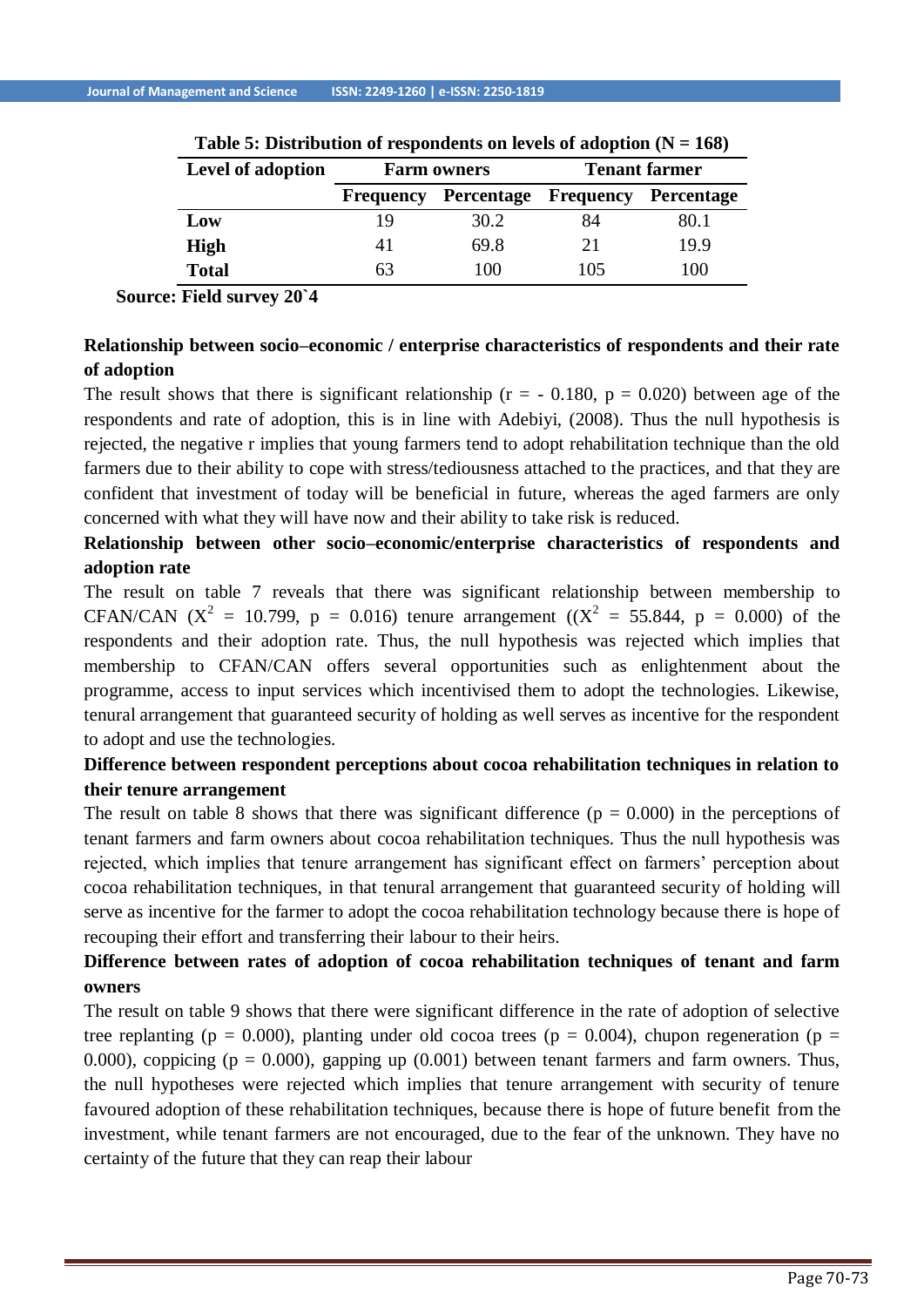**Table 5: Distribution of respondents on levels of adoption (N = 168)**

| Level of adoption | Farm owners | | Tenant farmer | |
|---|---|---|---|---|
| | Frequency | Percentage | Frequency | Percentage |
| **Low** | 19 | 30.2 | 84 | 80.1 |
| **High** | 41 | 69.8 | 21 | 19.9 |
| **Total** | 63 | 100 | 105 | 100 |

**Source: Field survey 20`4**

**Relationship between socio–economic / enterprise characteristics of respondents and their rate of adoption**

The result shows that there is significant relationship (r = - 0.180, p = 0.020) between age of the respondents and rate of adoption, this is in line with Adebiyi, (2008). Thus the null hypothesis is rejected, the negative r implies that young farmers tend to adopt rehabilitation technique than the old farmers due to their ability to cope with stress/tediousness attached to the practices, and that they are confident that investment of today will be beneficial in future, whereas the aged farmers are only concerned with what they will have now and their ability to take risk is reduced.

**Relationship between other socio–economic/enterprise characteristics of respondents and adoption rate**

The result on table 7 reveals that there was significant relationship between membership to CFAN/CAN ($X^2$ = 10.799, p = 0.016) tenure arrangement (($X^2$ = 55.844, p = 0.000) of the respondents and their adoption rate. Thus, the null hypothesis was rejected which implies that membership to CFAN/CAN offers several opportunities such as enlightenment about the programme, access to input services which incentivised them to adopt the technologies. Likewise, tenural arrangement that guaranteed security of holding as well serves as incentive for the respondent to adopt and use the technologies.

**Difference between respondent perceptions about cocoa rehabilitation techniques in relation to their tenure arrangement**

The result on table 8 shows that there was significant difference (p = 0.000) in the perceptions of tenant farmers and farm owners about cocoa rehabilitation techniques. Thus the null hypothesis was rejected, which implies that tenure arrangement has significant effect on farmers' perception about cocoa rehabilitation techniques, in that tenural arrangement that guaranteed security of holding will serve as incentive for the farmer to adopt the cocoa rehabilitation technology because there is hope of recouping their effort and transferring their labour to their heirs.

**Difference between rates of adoption of cocoa rehabilitation techniques of tenant and farm owners**

The result on table 9 shows that there were significant difference in the rate of adoption of selective tree replanting (p = 0.000), planting under old cocoa trees (p = 0.004), chupon regeneration (p = 0.000), coppicing (p = 0.000), gapping up (0.001) between tenant farmers and farm owners. Thus, the null hypotheses were rejected which implies that tenure arrangement with security of tenure favoured adoption of these rehabilitation techniques, because there is hope of future benefit from the investment, while tenant farmers are not encouraged, due to the fear of the unknown. They have no certainty of the future that they can reap their labour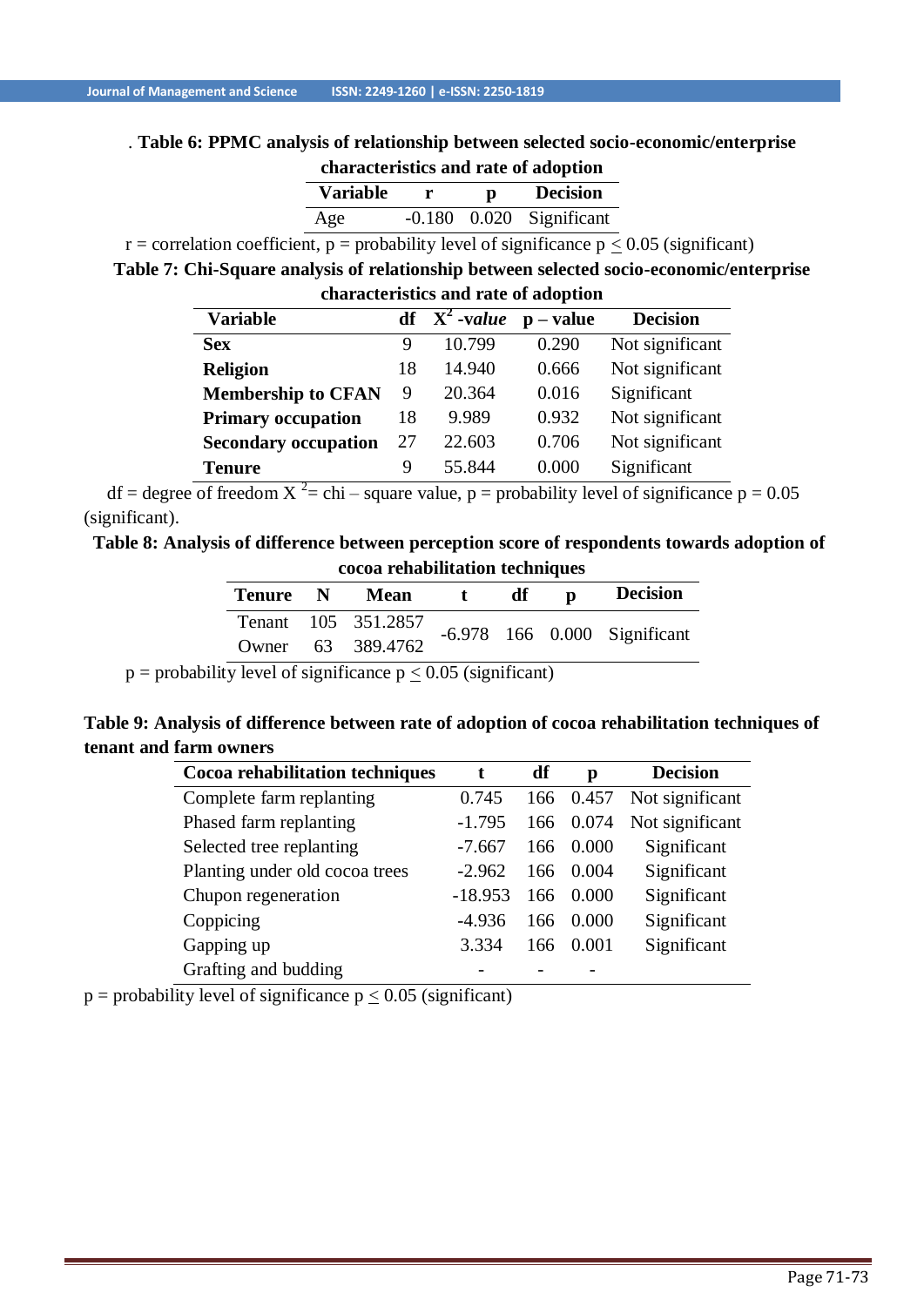. **Table 6: PPMC analysis of relationship between selected socio-economic/enterprise characteristics and rate of adoption**

| Variable | r | p | Decision |
|---|---|---|---|
| Age | -0.180 | 0.020 | Significant |

r = correlation coefficient, p = probability level of significance $p \leq 0.05$ (significant)

**Table 7: Chi-Square analysis of relationship between selected socio-economic/enterprise characteristics and rate of adoption**

| Variable | df | $X^2$ -*value* | p – value | Decision |
|---|---|---|---|---|
| **Sex** | 9 | 10.799 | 0.290 | Not significant |
| **Religion** | 18 | 14.940 | 0.666 | Not significant |
| **Membership to CFAN** | 9 | 20.364 | 0.016 | Significant |
| **Primary occupation** | 18 | 9.989 | 0.932 | Not significant |
| **Secondary occupation** | 27 | 22.603 | 0.706 | Not significant |
| **Tenure** | 9 | 55.844 | 0.000 | Significant |

df = degree of freedom $X^2$= chi – square value, p = probability level of significance p = 0.05 (significant).

**Table 8: Analysis of difference between perception score of respondents towards adoption of cocoa rehabilitation techniques**

| Tenure | N | Mean | t | df | p | Decision |
|---|---|---|---|---|---|---|
| Tenant | 105 | 351.2857 | -6.978 | 166 | 0.000 | Significant |
| Owner | 63 | 389.4762 | | | | |

p = probability level of significance $p \leq 0.05$ (significant)

**Table 9: Analysis of difference between rate of adoption of cocoa rehabilitation techniques of tenant and farm owners**

| Cocoa rehabilitation techniques | t | df | p | Decision |
|---|---|---|---|---|
| Complete farm replanting | 0.745 | 166 | 0.457 | Not significant |
| Phased farm replanting | -1.795 | 166 | 0.074 | Not significant |
| Selected tree replanting | -7.667 | 166 | 0.000 | Significant |
| Planting under old cocoa trees | -2.962 | 166 | 0.004 | Significant |
| Chupon regeneration | -18.953 | 166 | 0.000 | Significant |
| Coppicing | -4.936 | 166 | 0.000 | Significant |
| Gapping up | 3.334 | 166 | 0.001 | Significant |
| Grafting and budding | - | - | - | |

p = probability level of significance $p \leq 0.05$ (significant)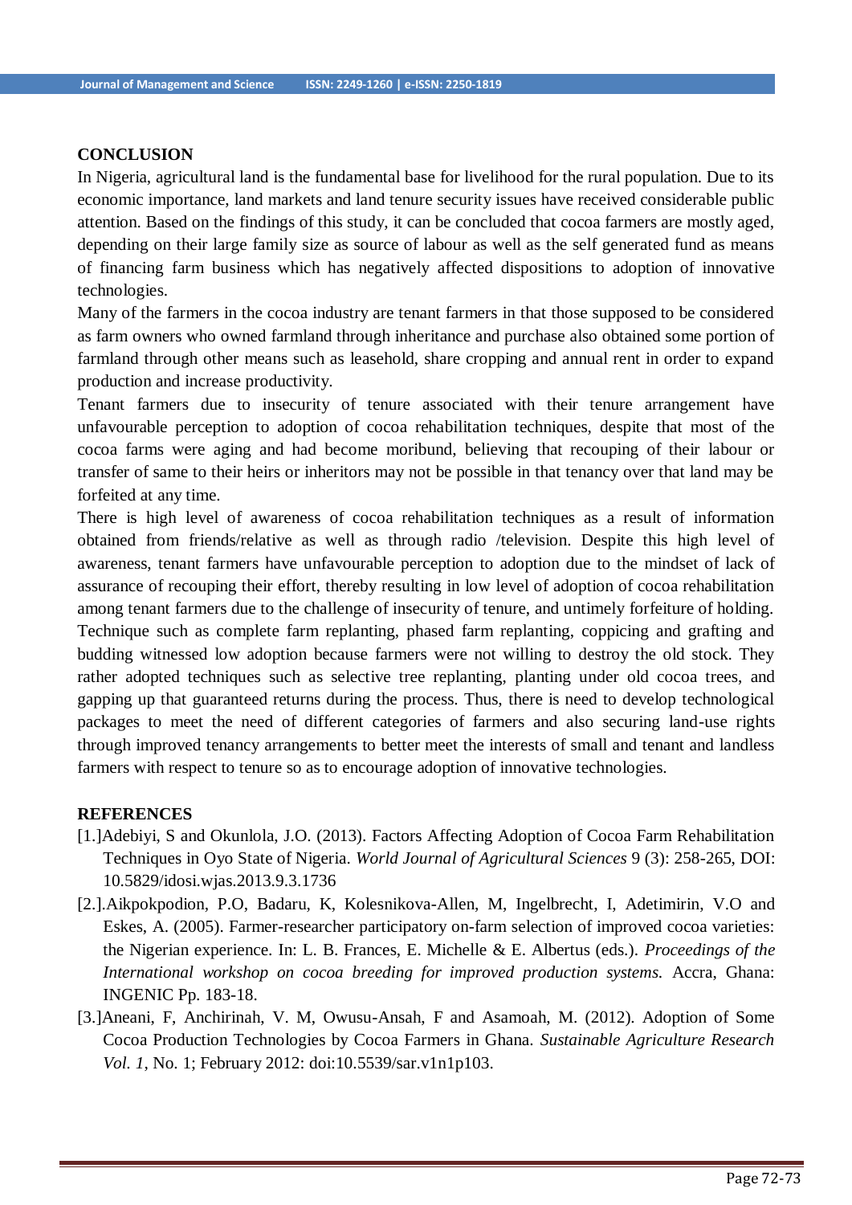## CONCLUSION

In Nigeria, agricultural land is the fundamental base for livelihood for the rural population. Due to its economic importance, land markets and land tenure security issues have received considerable public attention. Based on the findings of this study, it can be concluded that cocoa farmers are mostly aged, depending on their large family size as source of labour as well as the self generated fund as means of financing farm business which has negatively affected dispositions to adoption of innovative technologies.

Many of the farmers in the cocoa industry are tenant farmers in that those supposed to be considered as farm owners who owned farmland through inheritance and purchase also obtained some portion of farmland through other means such as leasehold, share cropping and annual rent in order to expand production and increase productivity.

Tenant farmers due to insecurity of tenure associated with their tenure arrangement have unfavourable perception to adoption of cocoa rehabilitation techniques, despite that most of the cocoa farms were aging and had become moribund, believing that recouping of their labour or transfer of same to their heirs or inheritors may not be possible in that tenancy over that land may be forfeited at any time.

There is high level of awareness of cocoa rehabilitation techniques as a result of information obtained from friends/relative as well as through radio /television. Despite this high level of awareness, tenant farmers have unfavourable perception to adoption due to the mindset of lack of assurance of recouping their effort, thereby resulting in low level of adoption of cocoa rehabilitation among tenant farmers due to the challenge of insecurity of tenure, and untimely forfeiture of holding. Technique such as complete farm replanting, phased farm replanting, coppicing and grafting and budding witnessed low adoption because farmers were not willing to destroy the old stock. They rather adopted techniques such as selective tree replanting, planting under old cocoa trees, and gapping up that guaranteed returns during the process. Thus, there is need to develop technological packages to meet the need of different categories of farmers and also securing land-use rights through improved tenancy arrangements to better meet the interests of small and tenant and landless farmers with respect to tenure so as to encourage adoption of innovative technologies.

## REFERENCES

[1.]Adebiyi, S and Okunlola, J.O. (2013). Factors Affecting Adoption of Cocoa Farm Rehabilitation Techniques in Oyo State of Nigeria. *World Journal of Agricultural Sciences* 9 (3): 258-265, DOI: 10.5829/idosi.wjas.2013.9.3.1736

[2.].Aikpokpodion, P.O, Badaru, K, Kolesnikova-Allen, M, Ingelbrecht, I, Adetimirin, V.O and Eskes, A. (2005). Farmer-researcher participatory on-farm selection of improved cocoa varieties: the Nigerian experience. In: L. B. Frances, E. Michelle & E. Albertus (eds.). *Proceedings of the International workshop on cocoa breeding for improved production systems.* Accra, Ghana: INGENIC Pp. 183-18.

[3.]Aneani, F, Anchirinah, V. M, Owusu-Ansah, F and Asamoah, M. (2012). Adoption of Some Cocoa Production Technologies by Cocoa Farmers in Ghana. *Sustainable Agriculture Research Vol. 1*, No. 1; February 2012: doi:10.5539/sar.v1n1p103.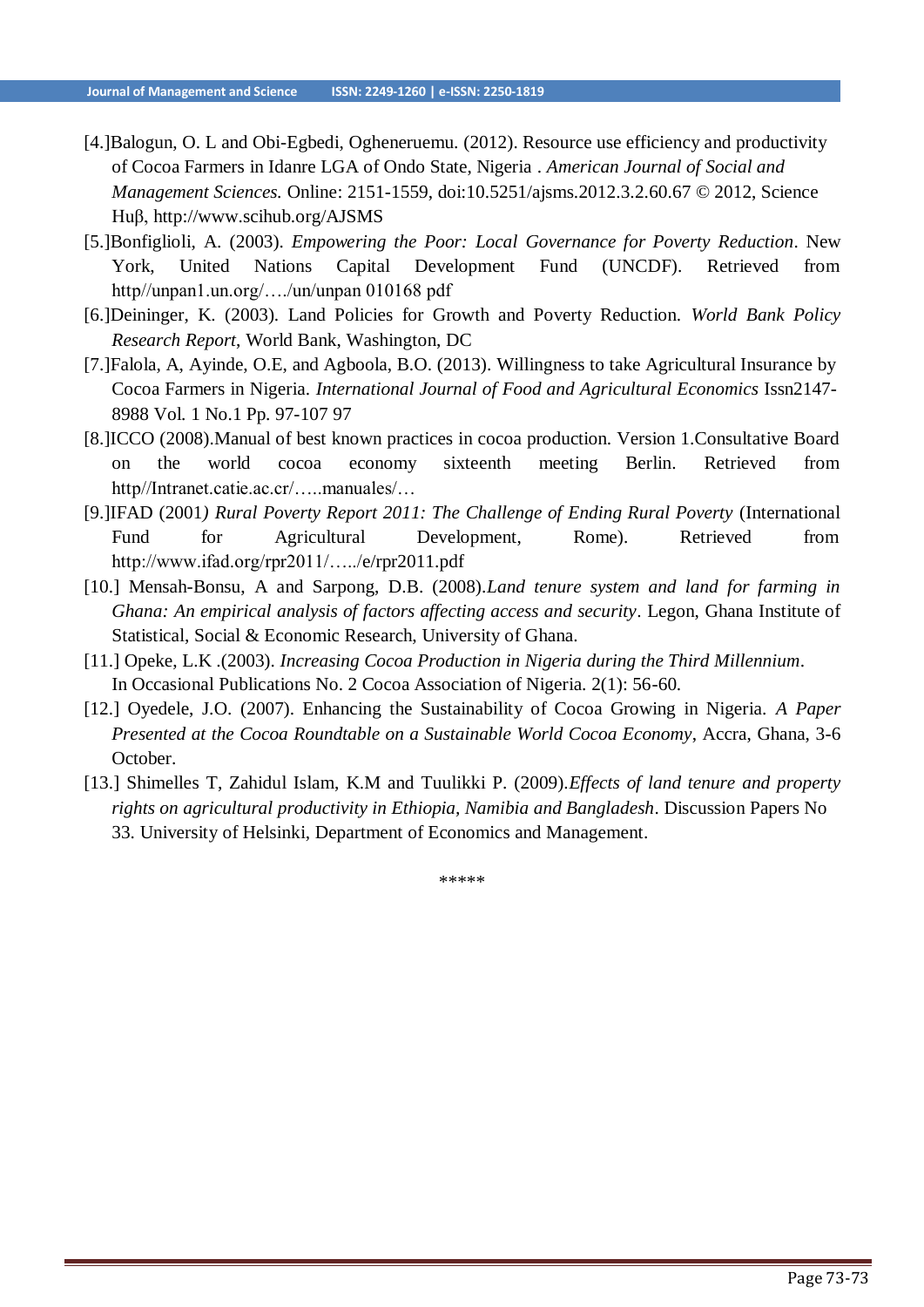[4.]Balogun, O. L and Obi-Egbedi, Ogheneruemu. (2012). Resource use efficiency and productivity of Cocoa Farmers in Idanre LGA of Ondo State, Nigeria . *American Journal of Social and Management Sciences.* Online: 2151-1559, doi:10.5251/ajsms.2012.3.2.60.67 © 2012, Science Huβ, http://www.scihub.org/AJSMS

[5.]Bonfiglioli, A. (2003). *Empowering the Poor: Local Governance for Poverty Reduction*. New York, United Nations Capital Development Fund (UNCDF). Retrieved from http//unpan1.un.org/…./un/unpan 010168 pdf

[6.]Deininger, K. (2003). Land Policies for Growth and Poverty Reduction. *World Bank Policy Research Report*, World Bank, Washington, DC

[7.]Falola, A, Ayinde, O.E, and Agboola, B.O. (2013). Willingness to take Agricultural Insurance by Cocoa Farmers in Nigeria. *International Journal of Food and Agricultural Economics* Issn2147-8988 Vol. 1 No.1 Pp. 97-107 97

[8.]ICCO (2008).Manual of best known practices in cocoa production. Version 1.Consultative Board on the world cocoa economy sixteenth meeting Berlin. Retrieved from http//Intranet.catie.ac.cr/…..manuales/…

[9.]IFAD (2001*) Rural Poverty Report 2011: The Challenge of Ending Rural Poverty* (International Fund for Agricultural Development, Rome). Retrieved from http://www.ifad.org/rpr2011/…../e/rpr2011.pdf

[10.] Mensah-Bonsu, A and Sarpong, D.B. (2008).*Land tenure system and land for farming in Ghana: An empirical analysis of factors affecting access and security*. Legon, Ghana Institute of Statistical, Social & Economic Research, University of Ghana.

[11.] Opeke, L.K .(2003). *Increasing Cocoa Production in Nigeria during the Third Millennium*. In Occasional Publications No. 2 Cocoa Association of Nigeria. 2(1): 56-60.

[12.] Oyedele, J.O. (2007). Enhancing the Sustainability of Cocoa Growing in Nigeria. *A Paper Presented at the Cocoa Roundtable on a Sustainable World Cocoa Economy*, Accra, Ghana, 3-6 October.

[13.] Shimelles T, Zahidul Islam, K.M and Tuulikki P. (2009).*Effects of land tenure and property rights on agricultural productivity in Ethiopia, Namibia and Bangladesh*. Discussion Papers No 33. University of Helsinki, Department of Economics and Management.

*****